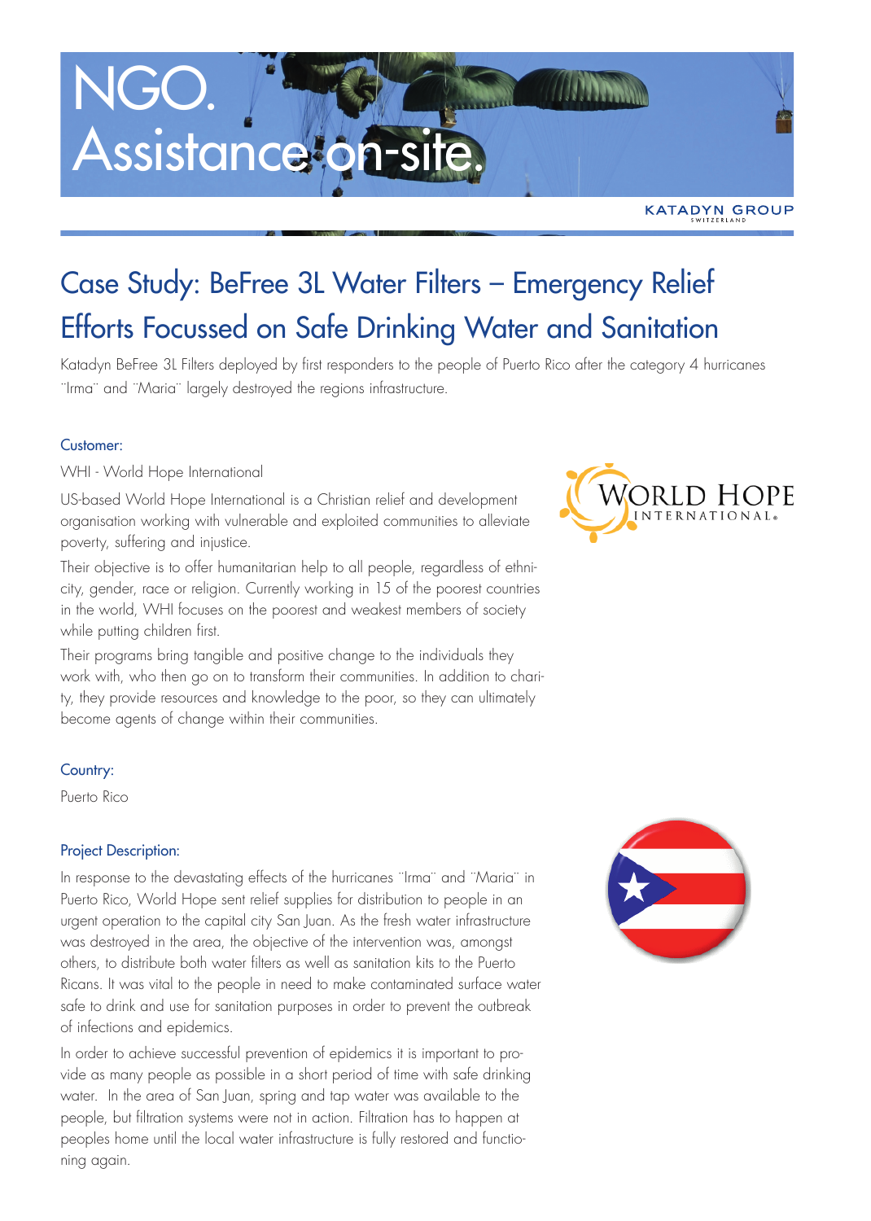# NGO. Assistance on-site.

KATADYN GROUP SWITZERLAND

## Case Study: BeFree 3L Water Filters – Emergency Relief Efforts Focussed on Safe Drinking Water and Sanitation

Katadyn BeFree 3L Filters deployed by first responders to the people of Puerto Rico after the category 4 hurricanes ¨Irma¨ and ¨Maria¨ largely destroyed the regions infrastructure.

### Customer:

WHI - World Hope International

US-based World Hope International is a Christian relief and development organisation working with vulnerable and exploited communities to alleviate poverty, suffering and injustice.

Their objective is to offer humanitarian help to all people, regardless of ethnicity, gender, race or religion. Currently working in 15 of the poorest countries in the world, WHI focuses on the poorest and weakest members of society while putting children first.

Their programs bring tangible and positive change to the individuals they work with, who then go on to transform their communities. In addition to charity, they provide resources and knowledge to the poor, so they can ultimately become agents of change within their communities.

### Country:

Puerto Rico

### Project Description:

In response to the devastating effects of the hurricanes ¨Irma¨ and ¨Maria¨ in Puerto Rico, World Hope sent relief supplies for distribution to people in an urgent operation to the capital city San Juan. As the fresh water infrastructure was destroyed in the area, the objective of the intervention was, amongst others, to distribute both water filters as well as sanitation kits to the Puerto Ricans. It was vital to the people in need to make contaminated surface water safe to drink and use for sanitation purposes in order to prevent the outbreak of infections and epidemics.

In order to achieve successful prevention of epidemics it is important to provide as many people as possible in a short period of time with safe drinking water. In the area of San Juan, spring and tap water was available to the people, but filtration systems were not in action. Filtration has to happen at peoples home until the local water infrastructure is fully restored and functioning again.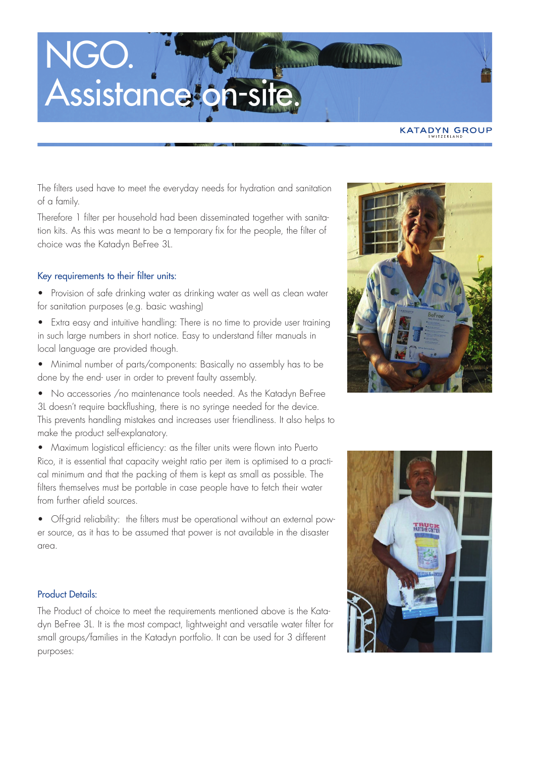// NGO.
# NGO. Assistance on-site.

KATADYN GROUP SWITZERLAND

The filters used have to meet the everyday needs for hydration and sanitation of a family.

Therefore 1 filter per household had been disseminated together with sanitation kits. As this was meant to be a temporary fix for the people, the filter of choice was the Katadyn BeFree 3L.

### Key requirements to their filter units:

- Provision of safe drinking water as drinking water as well as clean water for sanitation purposes (e.g. basic washing)
- Extra easy and intuitive handling: There is no time to provide user training in such large numbers in short notice. Easy to understand filter manuals in local language are provided though.
- Minimal number of parts/components: Basically no assembly has to be done by the end- user in order to prevent faulty assembly.
- No accessories /no maintenance tools needed. As the Katadyn BeFree 3L doesn't require backflushing, there is no syringe needed for the device. This prevents handling mistakes and increases user friendliness. It also helps to make the product self-explanatory.
- Maximum logistical efficiency: as the filter units were flown into Puerto Rico, it is essential that capacity weight ratio per item is optimised to a practical minimum and that the packing of them is kept as small as possible. The filters themselves must be portable in case people have to fetch their water from further afield sources.
- Off-grid reliability: the filters must be operational without an external power source, as it has to be assumed that power is not available in the disaster area.

### Product Details:

The Product of choice to meet the requirements mentioned above is the Katadyn BeFree 3L. It is the most compact, lightweight and versatile water filter for small groups/families in the Katadyn portfolio. It can be used for 3 different purposes: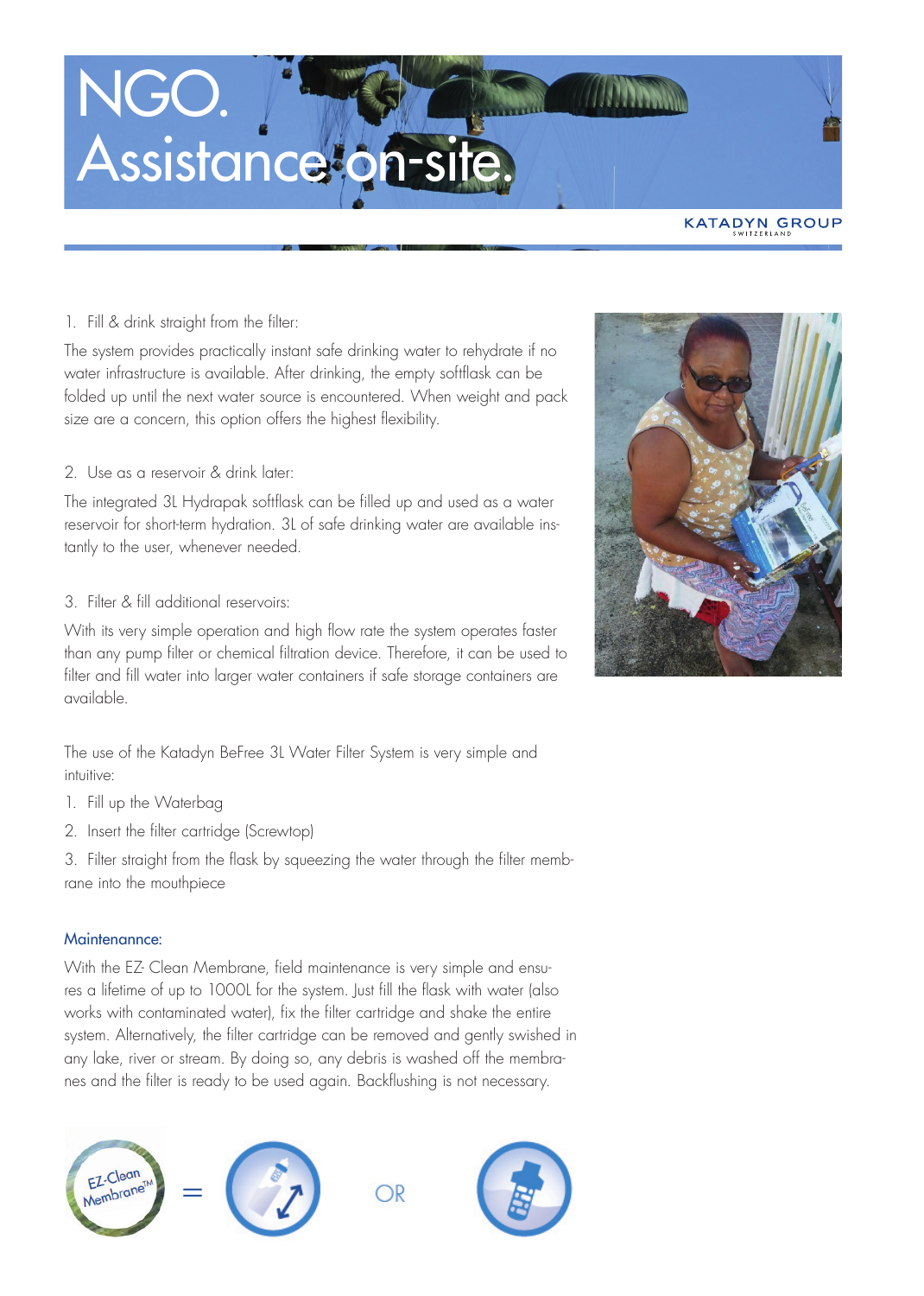# NGO. Assistance on-site.

KATADYN GROUP
SWITZERLAND

1. Fill & drink straight from the filter:

The system provides practically instant safe drinking water to rehydrate if no water infrastructure is available. After drinking, the empty softflask can be folded up until the next water source is encountered. When weight and pack size are a concern, this option offers the highest flexibility.

2. Use as a reservoir & drink later:

The integrated 3L Hydrapak softflask can be filled up and used as a water reservoir for short-term hydration. 3L of safe drinking water are available instantly to the user, whenever needed.

3. Filter & fill additional reservoirs:

With its very simple operation and high flow rate the system operates faster than any pump filter or chemical filtration device. Therefore, it can be used to filter and fill water into larger water containers if safe storage containers are available.

The use of the Katadyn BeFree 3L Water Filter System is very simple and intuitive:

1. Fill up the Waterbag
2. Insert the filter cartridge (Screwtop)
3. Filter straight from the flask by squeezing the water through the filter membrane into the mouthpiece

### Maintenannce:

With the EZ- Clean Membrane, field maintenance is very simple and ensures a lifetime of up to 1000L for the system. Just fill the flask with water (also works with contaminated water), fix the filter cartridge and shake the entire system. Alternatively, the filter cartridge can be removed and gently swished in any lake, river or stream. By doing so, any debris is washed off the membranes and the filter is ready to be used again. Backflushing is not necessary.

EZ-Clean Membrane™ = OR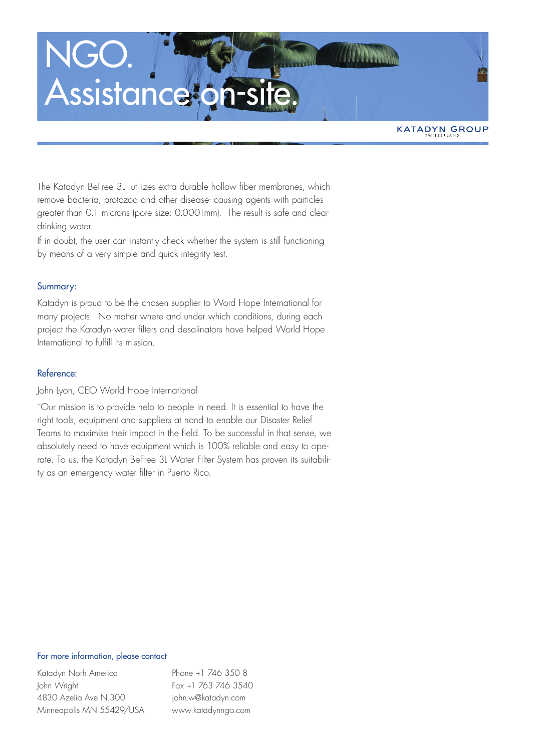# NGO.
# Assistance on-site.

KATADYN GROUP
SWITZERLAND

The Katadyn BeFree 3L utilizes extra durable hollow fiber membranes, which remove bacteria, protozoa and other disease- causing agents with particles greater than 0.1 microns (pore size: 0.0001mm). The result is safe and clear drinking water.
If in doubt, the user can instantly check whether the system is still functioning by means of a very simple and quick integrity test.

## Summary:

Katadyn is proud to be the chosen supplier to Word Hope International for many projects. No matter where and under which conditions, during each project the Katadyn water filters and desalinators have helped World Hope International to fulfill its mission.

## Reference:

John Lyon, CEO World Hope International

¨Our mission is to provide help to people in need. It is essential to have the right tools, equipment and suppliers at hand to enable our Disaster Relief Teams to maximise their impact in the field. To be successful in that sense, we absolutely need to have equipment which is 100% reliable and easy to operate. To us, the Katadyn BeFree 3L Water Filter System has proven its suitability as an emergency water filter in Puerto Rico.

For more information, please contact

Katadyn Norh America
John Wright
4830 Azelia Ave N.300
Minneapolis MN 55429/USA

Phone +1 746 350 8
Fax +1 763 746 3540
john.w@katadyn.com
www.katadynngo.com